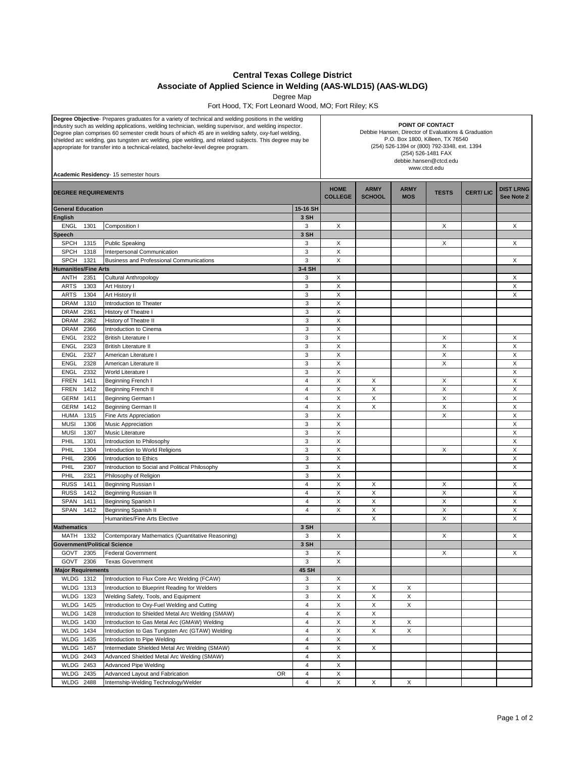# Central Texas College District

## Associate of Applied Science in Welding (AAS-WLD15) (AAS-WLDG)

Degree Map

Fort Hood, TX; Fort Leonard Wood, MO; Fort Riley; KS

**Degree Objective**- Prepares graduates for a variety of technical and welding positions in the welding industry such as welding applications, welding technician, welding supervisor, and welding inspector. Degree plan comprises 60 semester credit hours of which 45 are in welding safety, oxy-fuel welding, shielded arc welding, gas tungsten arc welding, pipe welding, and related subjects. This degree may be appropriate for transfer into a technical-related, bachelor-level degree program.

**Academic Residency**- 15 semester hours

**POINT OF CONTACT**
Debbie Hansen, Director of Evaluations & Graduation
P.O. Box 1800, Killeen, TX 76540
(254) 526-1394 or (800) 792-3348, ext. 1394
(254) 526-1481 FAX
debbie.hansen@ctcd.edu
www.ctcd.edu

| DEGREE REQUIREMENTS | | | HOME COLLEGE | ARMY SCHOOL | ARMY MOS | TESTS | CERT/ LIC | DIST LRNG See Note 2 |
|---|---|---|---|---|---|---|---|---|
| **General Education** | | 15-16 SH | | | | | | |
| **English** | | 3 SH | | | | | | |
| ENGL 1301 | Composition I | 3 | X | | | X | | X |
| **Speech** | | 3 SH | | | | | | |
| SPCH 1315 | Public Speaking | 3 | X | | | X | | X |
| SPCH 1318 | Interpersonal Communication | 3 | X | | | | | |
| SPCH 1321 | Business and Professional Communications | 3 | X | | | | | X |
| **Humanities/Fine Arts** | | 3-4 SH | | | | | | |
| ANTH 2351 | Cultural Anthropology | 3 | X | | | | | X |
| ARTS 1303 | Art History I | 3 | X | | | | | X |
| ARTS 1304 | Art History II | 3 | X | | | | | X |
| DRAM 1310 | Introduction to Theater | 3 | X | | | | | |
| DRAM 2361 | History of Theatre I | 3 | X | | | | | |
| DRAM 2362 | History of Theatre II | 3 | X | | | | | |
| DRAM 2366 | Introduction to Cinema | 3 | X | | | | | |
| ENGL 2322 | British Literature I | 3 | X | | | X | | X |
| ENGL 2323 | British Literature II | 3 | X | | | X | | X |
| ENGL 2327 | American Literature I | 3 | X | | | X | | X |
| ENGL 2328 | American Literature II | 3 | X | | | X | | X |
| ENGL 2332 | World Literature I | 3 | X | | | | | X |
| FREN 1411 | Beginning French I | 4 | X | X | | X | | X |
| FREN 1412 | Beginning French II | 4 | X | X | | X | | X |
| GERM 1411 | Beginning German I | 4 | X | X | | X | | X |
| GERM 1412 | Beginning German II | 4 | X | X | | X | | X |
| HUMA 1315 | Fine Arts Appreciation | 3 | X | | | X | | X |
| MUSI 1306 | Music Appreciation | 3 | X | | | | | X |
| MUSI 1307 | Music Literature | 3 | X | | | | | X |
| PHIL 1301 | Introduction to Philosophy | 3 | X | | | | | X |
| PHIL 1304 | Introduction to World Religions | 3 | X | | | X | | X |
| PHIL 2306 | Introduction to Ethics | 3 | X | | | | | X |
| PHIL 2307 | Introduction to Social and Political Philosophy | 3 | X | | | | | X |
| PHIL 2321 | Philosophy of Religion | 3 | X | | | | | |
| RUSS 1411 | Beginning Russian I | 4 | X | X | | X | | X |
| RUSS 1412 | Beginning Russian II | 4 | X | X | | X | | X |
| SPAN 1411 | Beginning Spanish I | 4 | X | X | | X | | X |
| SPAN 1412 | Beginning Spanish II | 4 | X | X | | X | | X |
| | Humanities/Fine Arts Elective | | | X | | X | | X |
| **Mathematics** | | 3 SH | | | | | | |
| MATH 1332 | Contemporary Mathematics (Quantitative Reasoning) | 3 | X | | | X | | X |
| **Government/Political Science** | | 3 SH | | | | | | |
| GOVT 2305 | Federal Government | 3 | X | | | X | | X |
| GOVT 2306 | Texas Government | 3 | X | | | | | |
| **Major Requirements** | | 45 SH | | | | | | |
| WLDG 1312 | Introduction to Flux Core Arc Welding (FCAW) | 3 | X | | | | | |
| WLDG 1313 | Introduction to Blueprint Reading for Welders | 3 | X | X | X | | | |
| WLDG 1323 | Welding Safety, Tools, and Equipment | 3 | X | X | X | | | |
| WLDG 1425 | Introduction to Oxy-Fuel Welding and Cutting | 4 | X | X | X | | | |
| WLDG 1428 | Introduction to Shielded Metal Arc Welding (SMAW) | 4 | X | X | | | | |
| WLDG 1430 | Introduction to Gas Metal Arc (GMAW) Welding | 4 | X | X | X | | | |
| WLDG 1434 | Introduction to Gas Tungsten Arc (GTAW) Welding | 4 | X | X | X | | | |
| WLDG 1435 | Introduction to Pipe Welding | 4 | X | | | | | |
| WLDG 1457 | Intermediate Shielded Metal Arc Welding (SMAW) | 4 | X | X | | | | |
| WLDG 2443 | Advanced Shielded Metal Arc Welding (SMAW) | 4 | X | | | | | |
| WLDG 2453 | Advanced Pipe Welding | 4 | X | | | | | |
| WLDG 2435 | Advanced Layout and Fabrication OR | 4 | X | | | | | |
| WLDG 2488 | Internship-Welding Technology/Welder | 4 | X | X | X | | | |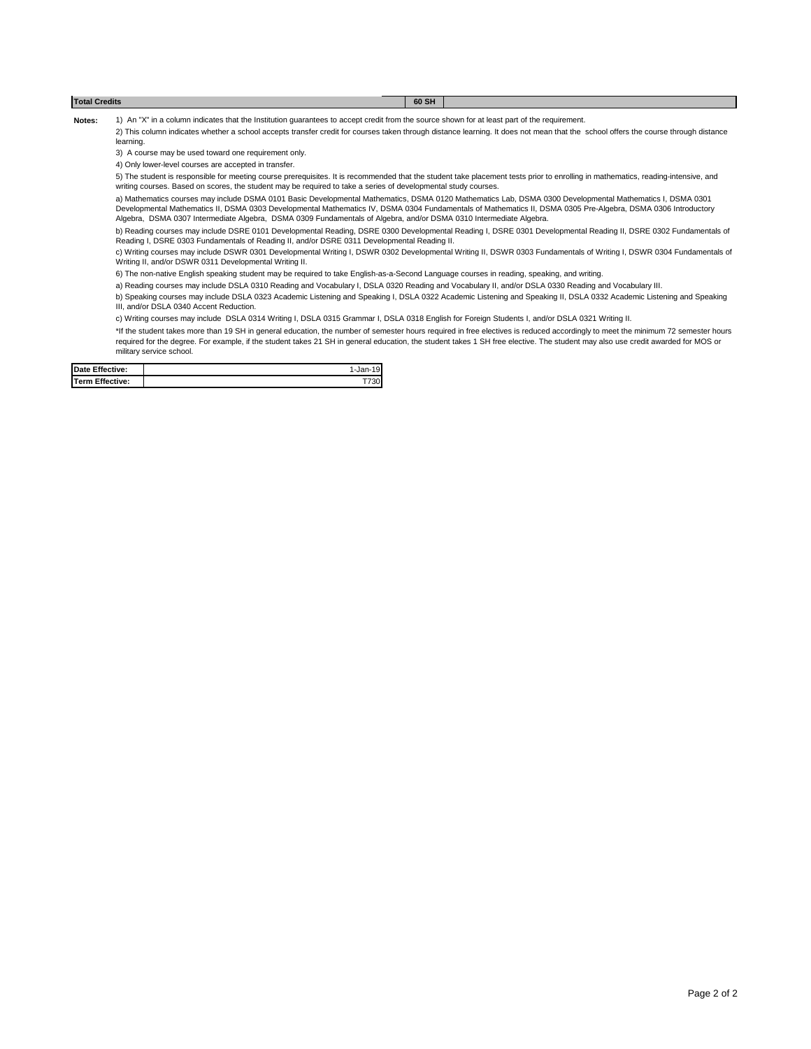| Total Credits | 60 SH | |
| --- | --- | --- |

**Notes:**

1) An "X" in a column indicates that the Institution guarantees to accept credit from the source shown for at least part of the requirement.

2) This column indicates whether a school accepts transfer credit for courses taken through distance learning. It does not mean that the school offers the course through distance learning.

3) A course may be used toward one requirement only.

4) Only lower-level courses are accepted in transfer.

5) The student is responsible for meeting course prerequisites. It is recommended that the student take placement tests prior to enrolling in mathematics, reading-intensive, and writing courses. Based on scores, the student may be required to take a series of developmental study courses.

a) Mathematics courses may include DSMA 0101 Basic Developmental Mathematics, DSMA 0120 Mathematics Lab, DSMA 0300 Developmental Mathematics I, DSMA 0301 Developmental Mathematics II, DSMA 0303 Developmental Mathematics IV, DSMA 0304 Fundamentals of Mathematics II, DSMA 0305 Pre-Algebra, DSMA 0306 Introductory Algebra, DSMA 0307 Intermediate Algebra, DSMA 0309 Fundamentals of Algebra, and/or DSMA 0310 Intermediate Algebra.

b) Reading courses may include DSRE 0101 Developmental Reading, DSRE 0300 Developmental Reading I, DSRE 0301 Developmental Reading II, DSRE 0302 Fundamentals of Reading I, DSRE 0303 Fundamentals of Reading II, and/or DSRE 0311 Developmental Reading II.

c) Writing courses may include DSWR 0301 Developmental Writing I, DSWR 0302 Developmental Writing II, DSWR 0303 Fundamentals of Writing I, DSWR 0304 Fundamentals of Writing II, and/or DSWR 0311 Developmental Writing II.

6) The non-native English speaking student may be required to take English-as-a-Second Language courses in reading, speaking, and writing.

a) Reading courses may include DSLA 0310 Reading and Vocabulary I, DSLA 0320 Reading and Vocabulary II, and/or DSLA 0330 Reading and Vocabulary III.

b) Speaking courses may include DSLA 0323 Academic Listening and Speaking I, DSLA 0322 Academic Listening and Speaking II, DSLA 0332 Academic Listening and Speaking III, and/or DSLA 0340 Accent Reduction.

c) Writing courses may include DSLA 0314 Writing I, DSLA 0315 Grammar I, DSLA 0318 English for Foreign Students I, and/or DSLA 0321 Writing II.

*If the student takes more than 19 SH in general education, the number of semester hours required in free electives is reduced accordingly to meet the minimum 72 semester hours required for the degree. For example, if the student takes 21 SH in general education, the student takes 1 SH free elective. The student may also use credit awarded for MOS or military service school.

| | |
| --- | --- |
| **Date Effective:** | 1-Jan-19 |
| **Term Effective:** | T730 |